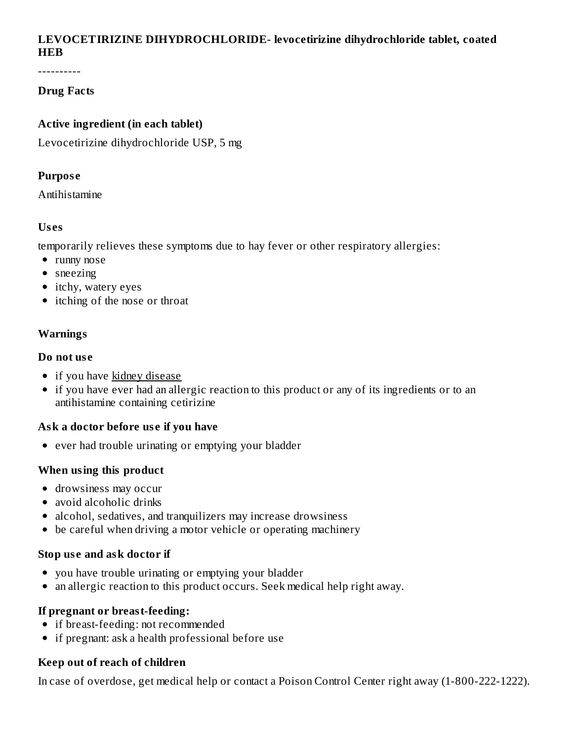**LEVOCETIRIZINE DIHYDROCHLORIDE- levocetirizine dihydrochloride tablet, coated**
**HEB**

----------

## Drug Facts

### Active ingredient (in each tablet)

Levocetirizine dihydrochloride USP, 5 mg

### Purpose

Antihistamine

### Uses

temporarily relieves these symptoms due to hay fever or other respiratory allergies:

- runny nose
- sneezing
- itchy, watery eyes
- itching of the nose or throat

### Warnings

#### Do not use

- if you have kidney disease
- if you have ever had an allergic reaction to this product or any of its ingredients or to an antihistamine containing cetirizine

#### Ask a doctor before use if you have

- ever had trouble urinating or emptying your bladder

#### When using this product

- drowsiness may occur
- avoid alcoholic drinks
- alcohol, sedatives, and tranquilizers may increase drowsiness
- be careful when driving a motor vehicle or operating machinery

#### Stop use and ask doctor if

- you have trouble urinating or emptying your bladder
- an allergic reaction to this product occurs. Seek medical help right away.

#### If pregnant or breast-feeding:

- if breast-feeding: not recommended
- if pregnant: ask a health professional before use

#### Keep out of reach of children

In case of overdose, get medical help or contact a Poison Control Center right away (1-800-222-1222).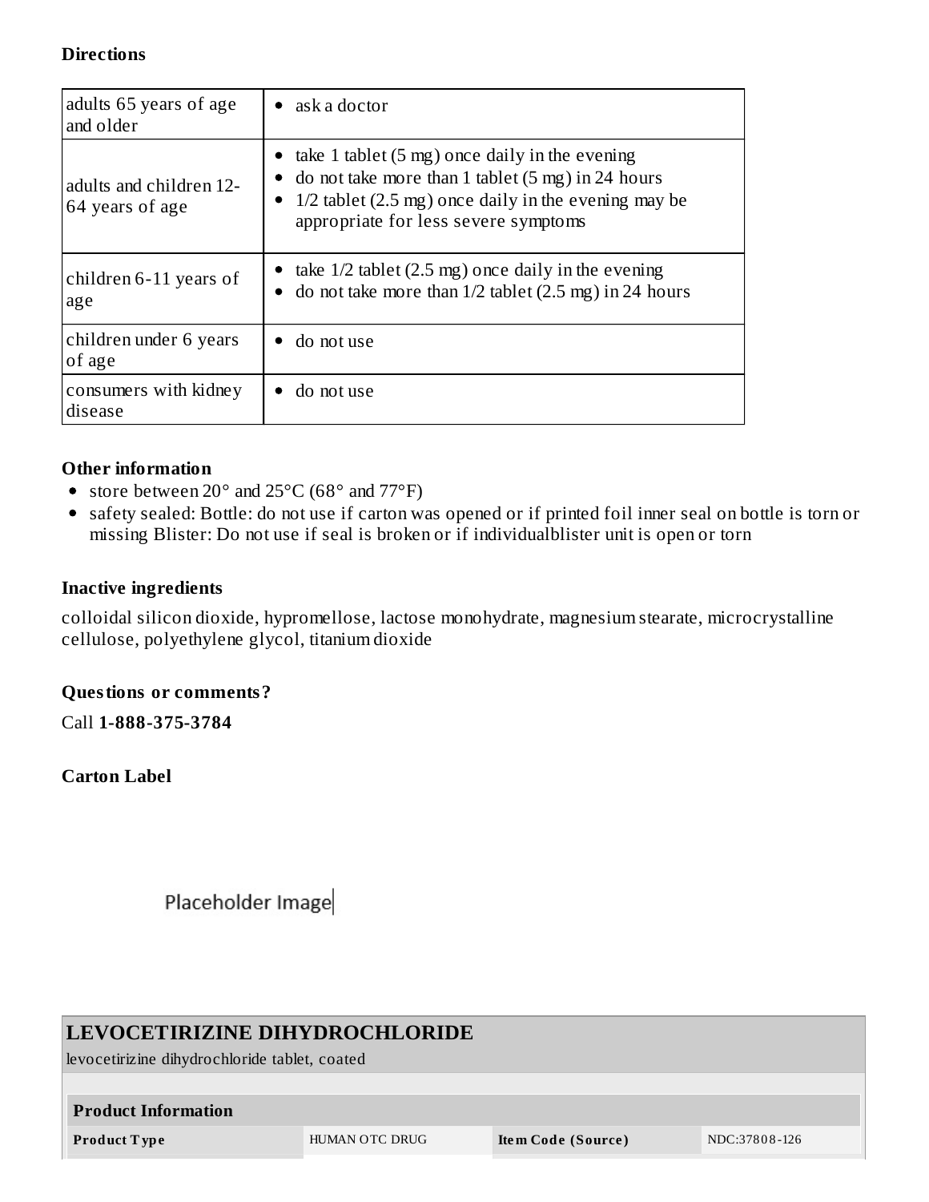**Directions**

| | |
|---|---|
| adults 65 years of age and older | • ask a doctor |
| adults and children 12-64 years of age | • take 1 tablet (5 mg) once daily in the evening<br>• do not take more than 1 tablet (5 mg) in 24 hours<br>• 1/2 tablet (2.5 mg) once daily in the evening may be appropriate for less severe symptoms |
| children 6-11 years of age | • take 1/2 tablet (2.5 mg) once daily in the evening<br>• do not take more than 1/2 tablet (2.5 mg) in 24 hours |
| children under 6 years of age | • do not use |
| consumers with kidney disease | • do not use |

**Other information**

- store between 20° and 25°C (68° and 77°F)
- safety sealed: Bottle: do not use if carton was opened or if printed foil inner seal on bottle is torn or missing Blister: Do not use if seal is broken or if individualblister unit is open or torn

**Inactive ingredients**

colloidal silicon dioxide, hypromellose, lactose monohydrate, magnesium stearate, microcrystalline cellulose, polyethylene glycol, titanium dioxide

**Questions or comments?**

Call **1-888-375-3784**

**Carton Label**

Placeholder Image

**LEVOCETIRIZINE DIHYDROCHLORIDE**

levocetirizine dihydrochloride tablet, coated

| **Product Information** | | | |
|---|---|---|---|
| **Product Type** | HUMAN OTC DRUG | **Item Code (Source)** | NDC:37808-126 |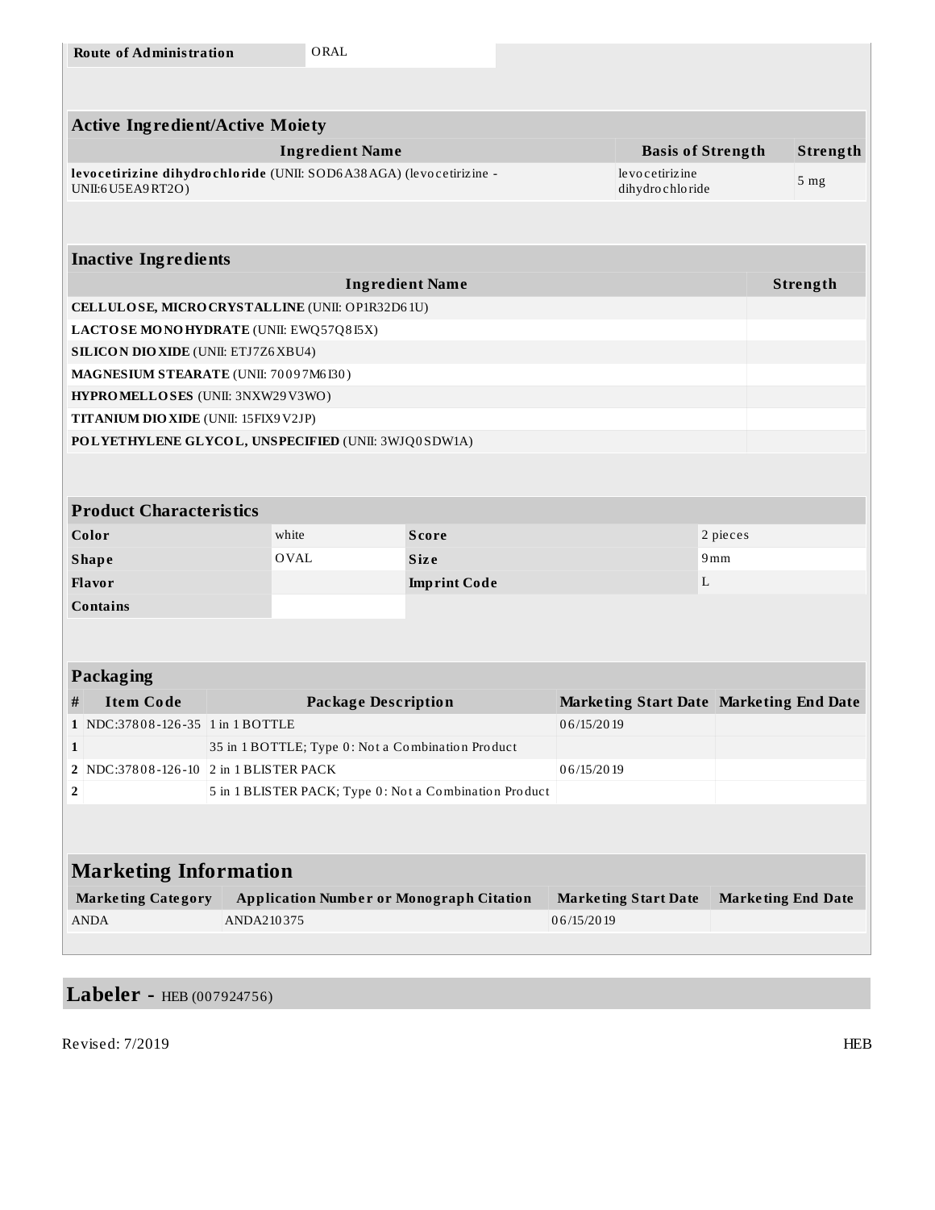| Route of Administration | ORAL |
|---|---|

| Active Ingredient/Active Moiety | | |
|---|---|---|
| **Ingredient Name** | **Basis of Strength** | **Strength** |
| **levocetirizine dihydrochloride** (UNII: SOD6A38AGA) (levocetirizine - UNII:6U5EA9RT2O) | levocetirizine dihydrochloride | 5 mg |

| Inactive Ingredients | |
|---|---|
| **Ingredient Name** | **Strength** |
| **CELLULOSE, MICROCRYSTALLINE** (UNII: OP1R32D61U) | |
| **LACTOSE MONOHYDRATE** (UNII: EWQ57Q8I5X) | |
| **SILICON DIOXIDE** (UNII: ETJ7Z6XBU4) | |
| **MAGNESIUM STEARATE** (UNII: 70097M6I30) | |
| **HYPROMELLOSES** (UNII: 3NXW29V3WO) | |
| **TITANIUM DIOXIDE** (UNII: 15FIX9V2JP) | |
| **POLYETHYLENE GLYCOL, UNSPECIFIED** (UNII: 3WJQ0SDW1A) | |

| Product Characteristics | | | |
|---|---|---|---|
| **Color** | white | **Score** | 2 pieces |
| **Shape** | OVAL | **Size** | 9mm |
| **Flavor** | | **Imprint Code** | L |
| **Contains** | | | |

| Packaging | | | | |
|---|---|---|---|---|
| **#** | **Item Code** | **Package Description** | **Marketing Start Date** | **Marketing End Date** |
| 1 | NDC:37808-126-35 | 1 in 1 BOTTLE | 06/15/2019 | |
| 1 | | 35 in 1 BOTTLE; Type 0: Not a Combination Product | | |
| 2 | NDC:37808-126-10 | 2 in 1 BLISTER PACK | 06/15/2019 | |
| 2 | | 5 in 1 BLISTER PACK; Type 0: Not a Combination Product | | |

| Marketing Information | | | |
|---|---|---|---|
| **Marketing Category** | **Application Number or Monograph Citation** | **Marketing Start Date** | **Marketing End Date** |
| ANDA | ANDA210375 | 06/15/2019 | |

## Labeler - HEB (007924756)

Revised: 7/2019

HEB